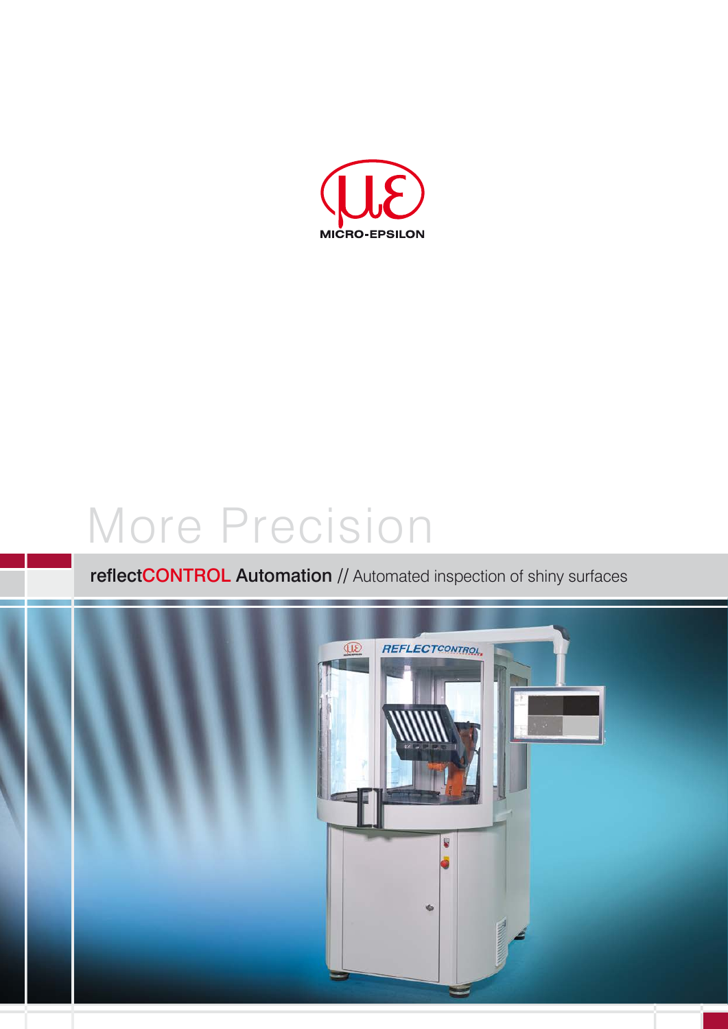MICRO-EPSILON

More Precision

reflectCONTROL Automation // Automated inspection of shiny surfaces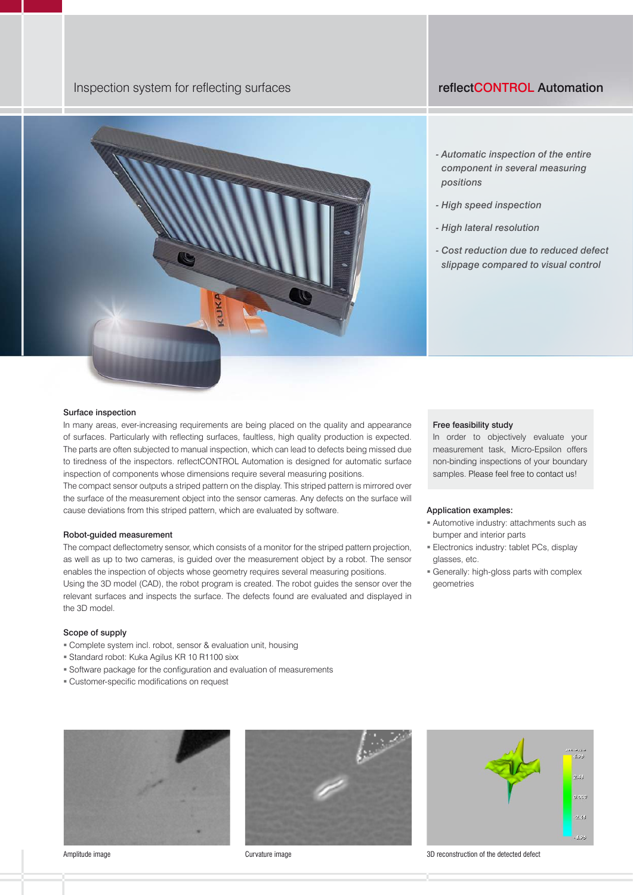# Inspection system for reflecting surfaces

## reflectCONTROL Automation

- *Automatic inspection of the entire component in several measuring positions*
- *High speed inspection*
- *High lateral resolution*
- *Cost reduction due to reduced defect slippage compared to visual control*

### Surface inspection

In many areas, ever-increasing requirements are being placed on the quality and appearance of surfaces. Particularly with reflecting surfaces, faultless, high quality production is expected. The parts are often subjected to manual inspection, which can lead to defects being missed due to tiredness of the inspectors. reflectCONTROL Automation is designed for automatic surface inspection of components whose dimensions require several measuring positions.

The compact sensor outputs a striped pattern on the display. This striped pattern is mirrored over the surface of the measurement object into the sensor cameras. Any defects on the surface will cause deviations from this striped pattern, which are evaluated by software.

### Robot-guided measurement

The compact deflectometry sensor, which consists of a monitor for the striped pattern projection, as well as up to two cameras, is guided over the measurement object by a robot. The sensor enables the inspection of objects whose geometry requires several measuring positions.

Using the 3D model (CAD), the robot program is created. The robot guides the sensor over the relevant surfaces and inspects the surface. The defects found are evaluated and displayed in the 3D model.

### Scope of supply

- Complete system incl. robot, sensor & evaluation unit, housing
- Standard robot: Kuka Agilus KR 10 R1100 sixx
- Software package for the configuration and evaluation of measurements
- Customer-specific modifications on request

### Free feasibility study

In order to objectively evaluate your measurement task, Micro-Epsilon offers non-binding inspections of your boundary samples. Please feel free to contact us!

### Application examples:

- Automotive industry: attachments such as bumper and interior parts
- Electronics industry: tablet PCs, display glasses, etc.
- Generally: high-gloss parts with complex geometries

Amplitude image

Curvature image

3D reconstruction of the detected defect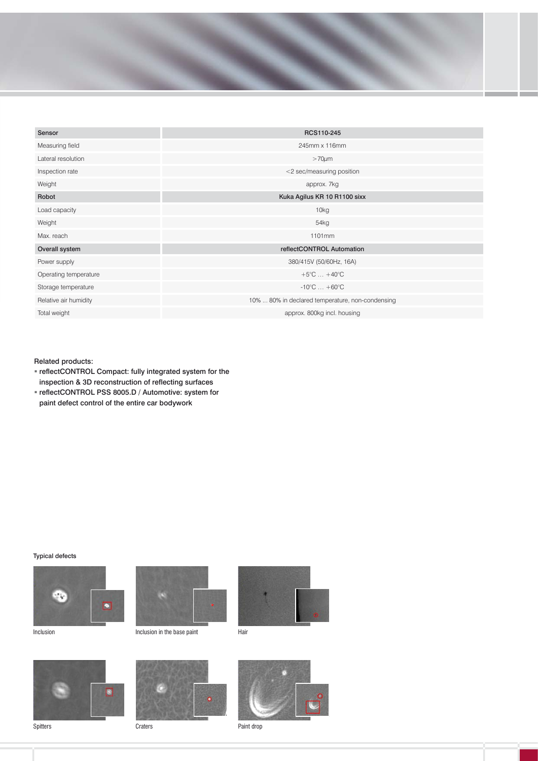| Sensor | RCS110-245 |
|---|---|
| Measuring field | 245mm x 116mm |
| Lateral resolution | >70µm |
| Inspection rate | <2 sec/measuring position |
| Weight | approx. 7kg |
| **Robot** | **Kuka Agilus KR 10 R1100 sixx** |
| Load capacity | 10kg |
| Weight | 54kg |
| Max. reach | 1101mm |
| **Overall system** | **reflectCONTROL Automation** |
| Power supply | 380/415V (50/60Hz, 16A) |
| Operating temperature | +5°C … +40°C |
| Storage temperature | -10°C … +60°C |
| Relative air humidity | 10% ... 80% in declared temperature, non-condensing |
| Total weight | approx. 800kg incl. housing |

Related products:

- reflectCONTROL Compact: fully integrated system for the inspection & 3D reconstruction of reflecting surfaces
- reflectCONTROL PSS 8005.D / Automotive: system for paint defect control of the entire car bodywork

Typical defects

Inclusion

Inclusion in the base paint

Hair

Spitters

Craters

Paint drop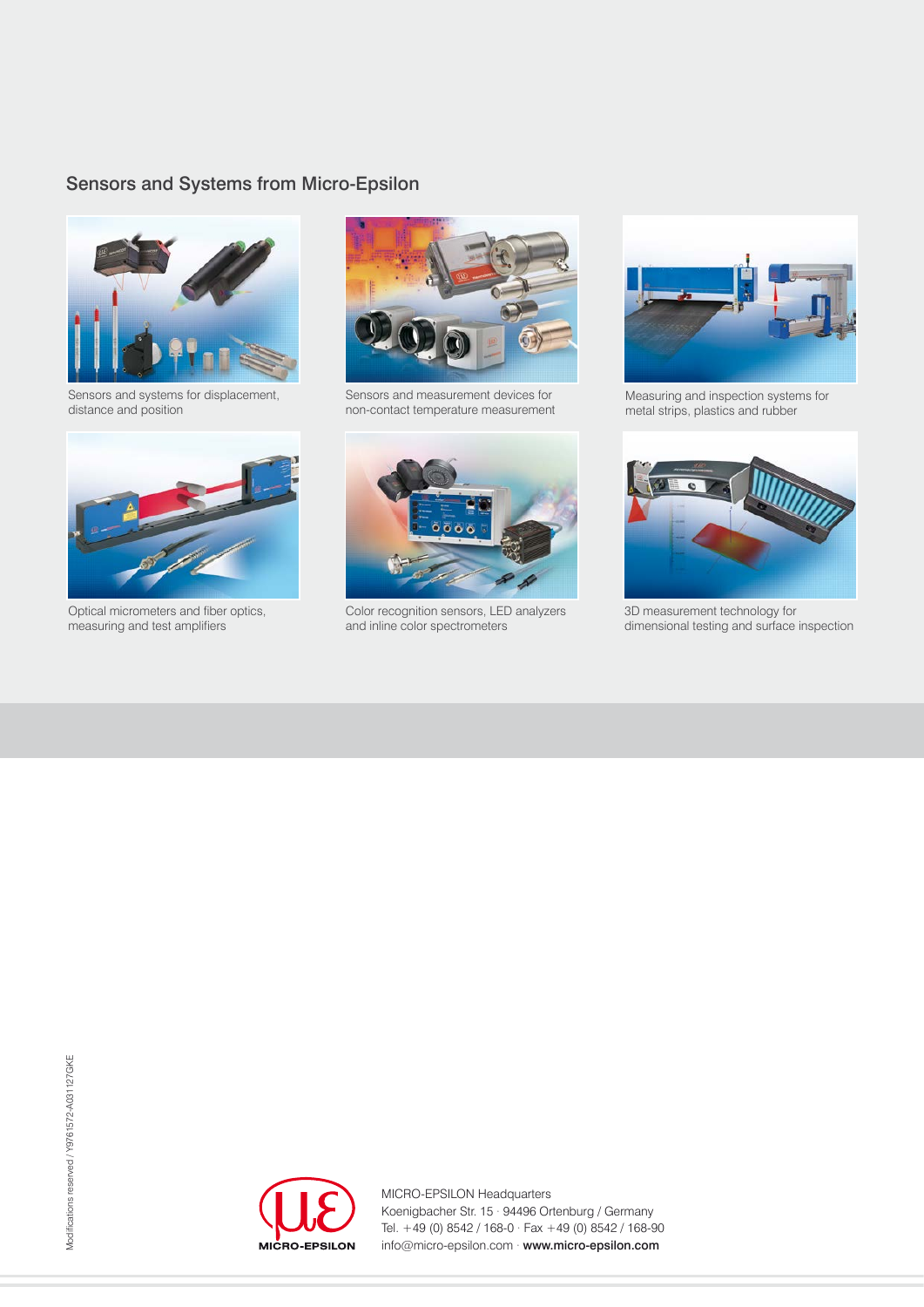## Sensors and Systems from Micro-Epsilon

Sensors and systems for displacement, distance and position

Sensors and measurement devices for non-contact temperature measurement

Measuring and inspection systems for metal strips, plastics and rubber

Optical micrometers and fiber optics, measuring and test amplifiers

Color recognition sensors, LED analyzers and inline color spectrometers

3D measurement technology for dimensional testing and surface inspection

Modifications reserved / Y9761572-A031127GKE

MICRO-EPSILON

MICRO-EPSILON Headquarters
Koenigbacher Str. 15 · 94496 Ortenburg / Germany
Tel. +49 (0) 8542 / 168-0 · Fax +49 (0) 8542 / 168-90
info@micro-epsilon.com · **www.micro-epsilon.com**